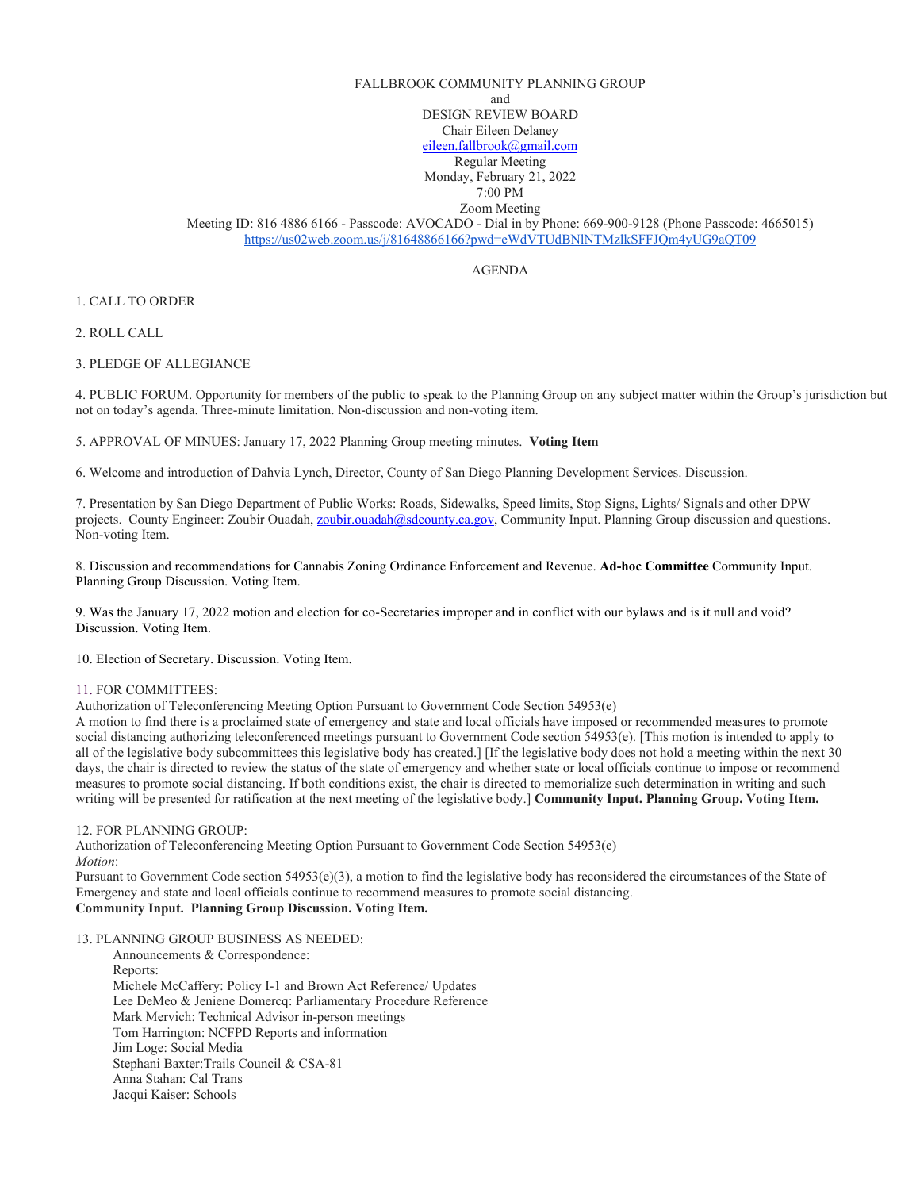FALLBROOK COMMUNITY PLANNING GROUP
and
DESIGN REVIEW BOARD
Chair Eileen Delaney
eileen.fallbrook@gmail.com
Regular Meeting
Monday, February 21, 2022
7:00 PM
Zoom Meeting
Meeting ID: 816 4886 6166 - Passcode: AVOCADO - Dial in by Phone: 669-900-9128 (Phone Passcode: 4665015)
https://us02web.zoom.us/j/81648866166?pwd=eWdVTUdBNlNTMzlkSFFJQm4yUG9aQT09

AGENDA

1. CALL TO ORDER

2. ROLL CALL

3. PLEDGE OF ALLEGIANCE

4. PUBLIC FORUM. Opportunity for members of the public to speak to the Planning Group on any subject matter within the Group's jurisdiction but not on today's agenda. Three-minute limitation. Non-discussion and non-voting item.

5. APPROVAL OF MINUES: January 17, 2022 Planning Group meeting minutes. **Voting Item**

6. Welcome and introduction of Dahvia Lynch, Director, County of San Diego Planning Development Services. Discussion.

7. Presentation by San Diego Department of Public Works: Roads, Sidewalks, Speed limits, Stop Signs, Lights/ Signals and other DPW projects. County Engineer: Zoubir Ouadah, zoubir.ouadah@sdcounty.ca.gov, Community Input. Planning Group discussion and questions. Non-voting Item.

8. Discussion and recommendations for Cannabis Zoning Ordinance Enforcement and Revenue. **Ad-hoc Committee** Community Input. Planning Group Discussion. Voting Item.

9. Was the January 17, 2022 motion and election for co-Secretaries improper and in conflict with our bylaws and is it null and void? Discussion. Voting Item.

10. Election of Secretary. Discussion. Voting Item.

11. FOR COMMITTEES:
Authorization of Teleconferencing Meeting Option Pursuant to Government Code Section 54953(e)
A motion to find there is a proclaimed state of emergency and state and local officials have imposed or recommended measures to promote social distancing authorizing teleconferenced meetings pursuant to Government Code section 54953(e). [This motion is intended to apply to all of the legislative body subcommittees this legislative body has created.] [If the legislative body does not hold a meeting within the next 30 days, the chair is directed to review the status of the state of emergency and whether state or local officials continue to impose or recommend measures to promote social distancing. If both conditions exist, the chair is directed to memorialize such determination in writing and such writing will be presented for ratification at the next meeting of the legislative body.] **Community Input. Planning Group. Voting Item.**

12. FOR PLANNING GROUP:
Authorization of Teleconferencing Meeting Option Pursuant to Government Code Section 54953(e)
*Motion*:
Pursuant to Government Code section 54953(e)(3), a motion to find the legislative body has reconsidered the circumstances of the State of Emergency and state and local officials continue to recommend measures to promote social distancing.
**Community Input. Planning Group Discussion. Voting Item.**

13. PLANNING GROUP BUSINESS AS NEEDED:
Announcements & Correspondence:
Reports:
Michele McCaffery: Policy I-1 and Brown Act Reference/ Updates
Lee DeMeo & Jeniene Domercq: Parliamentary Procedure Reference
Mark Mervich: Technical Advisor in-person meetings
Tom Harrington: NCFPD Reports and information
Jim Loge: Social Media
Stephani Baxter:Trails Council & CSA-81
Anna Stahan: Cal Trans
Jacqui Kaiser: Schools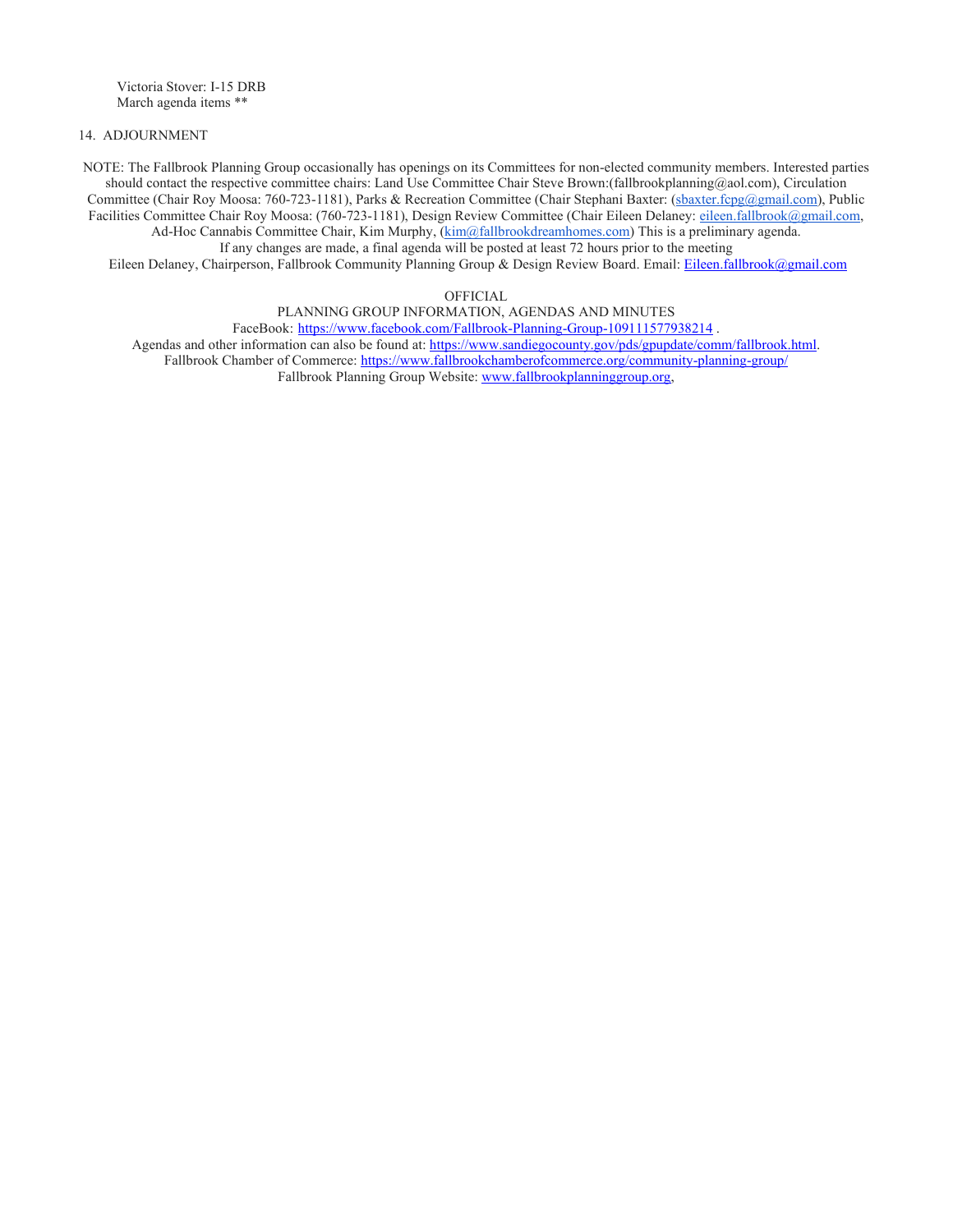Victoria Stover: I-15 DRB
March agenda items **

14. ADJOURNMENT

NOTE: The Fallbrook Planning Group occasionally has openings on its Committees for non-elected community members. Interested parties should contact the respective committee chairs: Land Use Committee Chair Steve Brown:(fallbrookplanning@aol.com), Circulation Committee (Chair Roy Moosa: 760-723-1181), Parks & Recreation Committee (Chair Stephani Baxter: (sbaxter.fcpg@gmail.com), Public Facilities Committee Chair Roy Moosa: (760-723-1181), Design Review Committee (Chair Eileen Delaney: eileen.fallbrook@gmail.com, Ad-Hoc Cannabis Committee Chair, Kim Murphy, (kim@fallbrookdreamhomes.com) This is a preliminary agenda.
If any changes are made, a final agenda will be posted at least 72 hours prior to the meeting
Eileen Delaney, Chairperson, Fallbrook Community Planning Group & Design Review Board. Email: Eileen.fallbrook@gmail.com

OFFICIAL
PLANNING GROUP INFORMATION, AGENDAS AND MINUTES
FaceBook: https://www.facebook.com/Fallbrook-Planning-Group-109111577938214 .
Agendas and other information can also be found at: https://www.sandiegocounty.gov/pds/gpupdate/comm/fallbrook.html.
Fallbrook Chamber of Commerce: https://www.fallbrookchamberofcommerce.org/community-planning-group/
Fallbrook Planning Group Website: www.fallbrookplanninggroup.org,